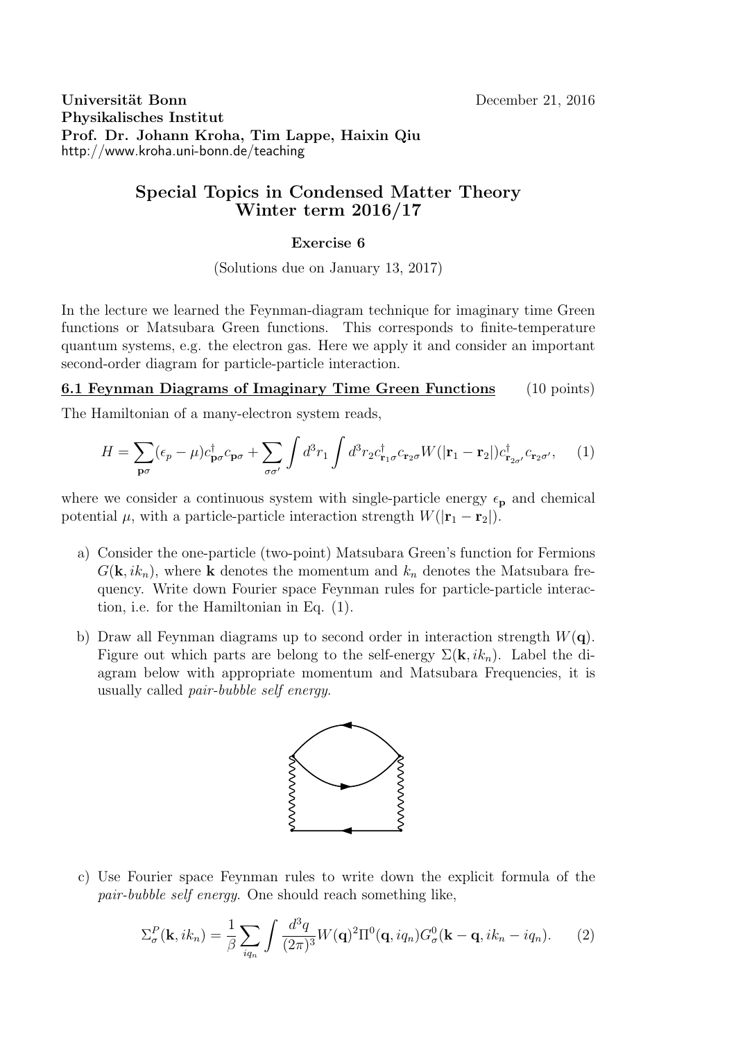**Universität Bonn** December 21, 2016
**Physikalisches Institut**
**Prof. Dr. Johann Kroha, Tim Lappe, Haixin Qiu**
http://www.kroha.uni-bonn.de/teaching

# Special Topics in Condensed Matter Theory
# Winter term 2016/17

### Exercise 6

(Solutions due on January 13, 2017)

In the lecture we learned the Feynman-diagram technique for imaginary time Green functions or Matsubara Green functions. This corresponds to finite-temperature quantum systems, e.g. the electron gas. Here we apply it and consider an important second-order diagram for particle-particle interaction.

## 6.1 Feynman Diagrams of Imaginary Time Green Functions (10 points)

The Hamiltonian of a many-electron system reads,

$$H = \sum_{\mathbf{p}\sigma}(\epsilon_p - \mu)c^\dagger_{\mathbf{p}\sigma}c_{\mathbf{p}\sigma} + \sum_{\sigma\sigma'}\int d^3r_1 \int d^3r_2 c^\dagger_{\mathbf{r}_1\sigma}c_{\mathbf{r}_2\sigma}W(|\mathbf{r}_1 - \mathbf{r}_2|)c^\dagger_{\mathbf{r}_{2\sigma'}}c_{\mathbf{r}_2\sigma'}, \quad (1)$$

where we consider a continuous system with single-particle energy $\epsilon_\mathbf{p}$ and chemical potential $\mu$, with a particle-particle interaction strength $W(|\mathbf{r}_1 - \mathbf{r}_2|)$.

a) Consider the one-particle (two-point) Matsubara Green's function for Fermions $G(\mathbf{k}, ik_n)$, where $\mathbf{k}$ denotes the momentum and $k_n$ denotes the Matsubara frequency. Write down Fourier space Feynman rules for particle-particle interaction, i.e. for the Hamiltonian in Eq. (1).

b) Draw all Feynman diagrams up to second order in interaction strength $W(\mathbf{q})$. Figure out which parts are belong to the self-energy $\Sigma(\mathbf{k}, ik_n)$. Label the diagram below with appropriate momentum and Matsubara Frequencies, it is usually called *pair-bubble self energy*.

c) Use Fourier space Feynman rules to write down the explicit formula of the *pair-bubble self energy*. One should reach something like,

$$\Sigma^P_\sigma(\mathbf{k}, ik_n) = \frac{1}{\beta}\sum_{iq_n}\int \frac{d^3q}{(2\pi)^3}W(\mathbf{q})^2\Pi^0(\mathbf{q}, iq_n)G^0_\sigma(\mathbf{k} - \mathbf{q}, ik_n - iq_n). \quad (2)$$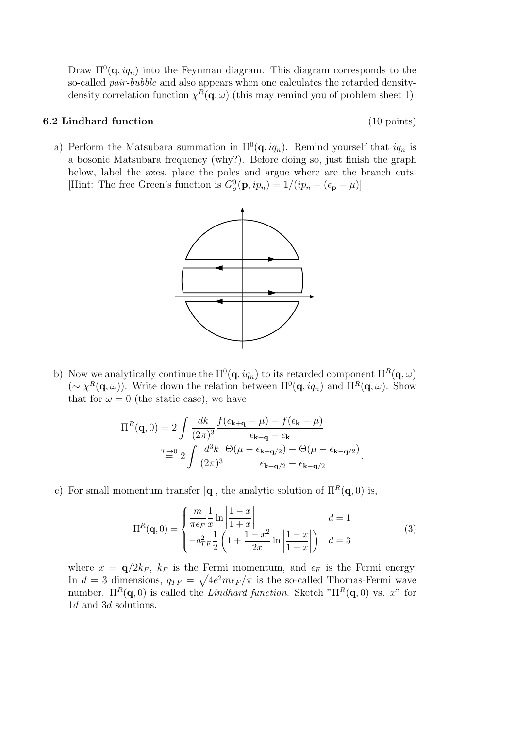Draw $\Pi^0(\mathbf{q}, iq_n)$ into the Feynman diagram. This diagram corresponds to the so-called *pair-bubble* and also appears when one calculates the retarded density-density correlation function $\chi^R(\mathbf{q}, \omega)$ (this may remind you of problem sheet 1).

## 6.2 Lindhard function (10 points)

a) Perform the Matsubara summation in $\Pi^0(\mathbf{q}, iq_n)$. Remind yourself that $iq_n$ is a bosonic Matsubara frequency (why?). Before doing so, just finish the graph below, label the axes, place the poles and argue where are the branch cuts. [Hint: The free Green's function is $G^0_\sigma(\mathbf{p}, ip_n) = 1/(ip_n - (\epsilon_\mathbf{p} - \mu)]$

b) Now we analytically continue the $\Pi^0(\mathbf{q}, iq_n)$ to its retarded component $\Pi^R(\mathbf{q}, \omega)$ ($\sim \chi^R(\mathbf{q}, \omega)$). Write down the relation between $\Pi^0(\mathbf{q}, iq_n)$ and $\Pi^R(\mathbf{q}, \omega)$. Show that for $\omega = 0$ (the static case), we have

$$\Pi^R(\mathbf{q}, 0) = 2 \int \frac{dk}{(2\pi)^3} \frac{f(\epsilon_{\mathbf{k}+\mathbf{q}} - \mu) - f(\epsilon_\mathbf{k} - \mu)}{\epsilon_{\mathbf{k}+\mathbf{q}} - \epsilon_\mathbf{k}}$$

$$\overset{T \to 0}{=} 2 \int \frac{d^3k}{(2\pi)^3} \frac{\Theta(\mu - \epsilon_{\mathbf{k}+\mathbf{q}/2}) - \Theta(\mu - \epsilon_{\mathbf{k}-\mathbf{q}/2})}{\epsilon_{\mathbf{k}+\mathbf{q}/2} - \epsilon_{\mathbf{k}-\mathbf{q}/2}}.$$

c) For small momentum transfer $|\mathbf{q}|$, the analytic solution of $\Pi^R(\mathbf{q}, 0)$ is,

$$\Pi^R(\mathbf{q}, 0) = \begin{cases} \dfrac{m}{\pi \epsilon_F} \dfrac{1}{x} \ln \left| \dfrac{1-x}{1+x} \right| & d = 1 \\ -q_{TF}^2 \dfrac{1}{2} \left( 1 + \dfrac{1-x^2}{2x} \ln \left| \dfrac{1-x}{1+x} \right| \right) & d = 3 \end{cases} \tag{3}$$

where $x = \mathbf{q}/2k_F$, $k_F$ is the Fermi momentum, and $\epsilon_F$ is the Fermi energy. In $d = 3$ dimensions, $q_{TF} = \sqrt{4e^2 m \epsilon_F / \pi}$ is the so-called Thomas-Fermi wave number. $\Pi^R(\mathbf{q}, 0)$ is called the *Lindhard function*. Sketch "$\Pi^R(\mathbf{q}, 0)$ vs. $x$" for $1d$ and $3d$ solutions.